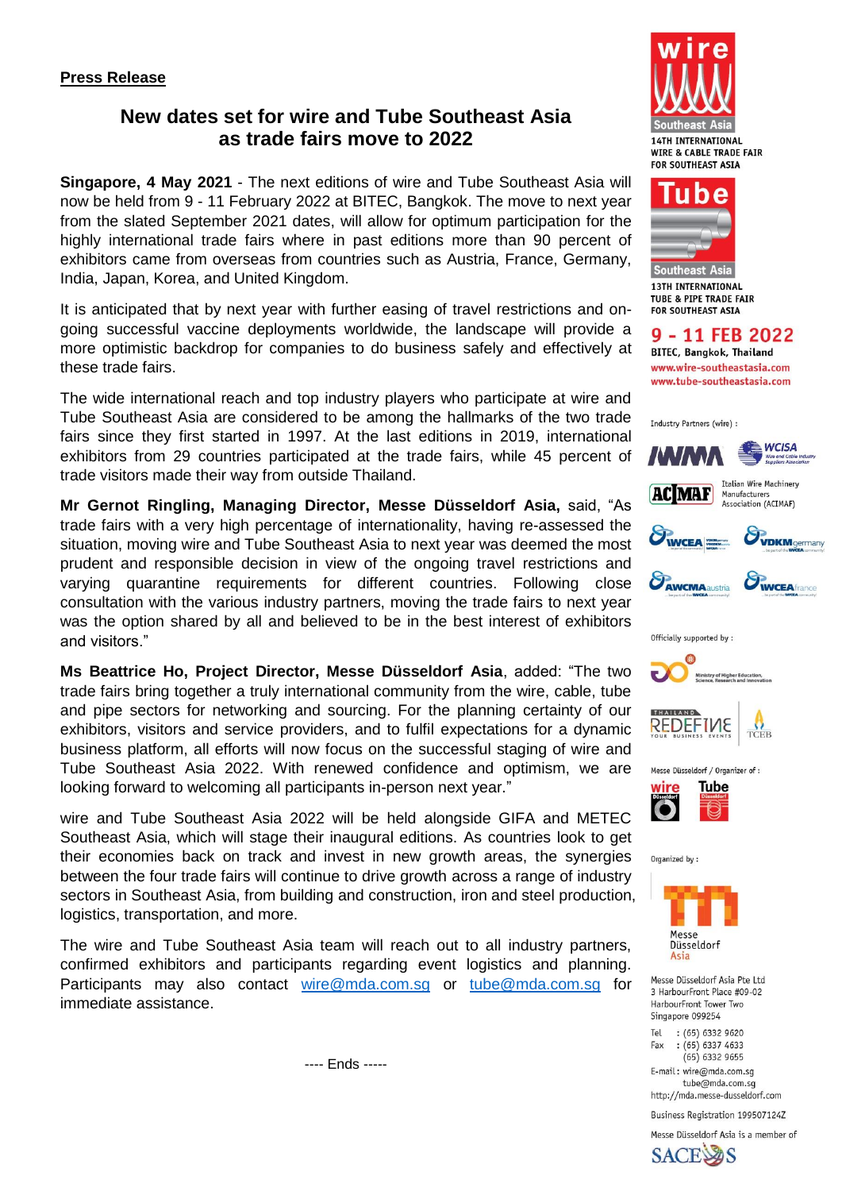**Press Release**

# New dates set for wire and Tube Southeast Asia as trade fairs move to 2022

**Singapore, 4 May 2021** - The next editions of wire and Tube Southeast Asia will now be held from 9 - 11 February 2022 at BITEC, Bangkok. The move to next year from the slated September 2021 dates, will allow for optimum participation for the highly international trade fairs where in past editions more than 90 percent of exhibitors came from overseas from countries such as Austria, France, Germany, India, Japan, Korea, and United Kingdom.

It is anticipated that by next year with further easing of travel restrictions and on-going successful vaccine deployments worldwide, the landscape will provide a more optimistic backdrop for companies to do business safely and effectively at these trade fairs.

The wide international reach and top industry players who participate at wire and Tube Southeast Asia are considered to be among the hallmarks of the two trade fairs since they first started in 1997. At the last editions in 2019, international exhibitors from 29 countries participated at the trade fairs, while 45 percent of trade visitors made their way from outside Thailand.

**Mr Gernot Ringling, Managing Director, Messe Düsseldorf Asia,** said, "As trade fairs with a very high percentage of internationality, having re-assessed the situation, moving wire and Tube Southeast Asia to next year was deemed the most prudent and responsible decision in view of the ongoing travel restrictions and varying quarantine requirements for different countries. Following close consultation with the various industry partners, moving the trade fairs to next year was the option shared by all and believed to be in the best interest of exhibitors and visitors."

**Ms Beattrice Ho, Project Director, Messe Düsseldorf Asia**, added: "The two trade fairs bring together a truly international community from the wire, cable, tube and pipe sectors for networking and sourcing. For the planning certainty of our exhibitors, visitors and service providers, and to fulfil expectations for a dynamic business platform, all efforts will now focus on the successful staging of wire and Tube Southeast Asia 2022. With renewed confidence and optimism, we are looking forward to welcoming all participants in-person next year."

wire and Tube Southeast Asia 2022 will be held alongside GIFA and METEC Southeast Asia, which will stage their inaugural editions. As countries look to get their economies back on track and invest in new growth areas, the synergies between the four trade fairs will continue to drive growth across a range of industry sectors in Southeast Asia, from building and construction, iron and steel production, logistics, transportation, and more.

The wire and Tube Southeast Asia team will reach out to all industry partners, confirmed exhibitors and participants regarding event logistics and planning. Participants may also contact wire@mda.com.sg or tube@mda.com.sg for immediate assistance.

---- Ends -----

wire Southeast Asia
14TH INTERNATIONAL WIRE & CABLE TRADE FAIR FOR SOUTHEAST ASIA

Tube Southeast Asia
13TH INTERNATIONAL TUBE & PIPE TRADE FAIR FOR SOUTHEAST ASIA

**9 - 11 FEB 2022**
BITEC, Bangkok, Thailand
www.wire-southeastasia.com
www.tube-southeastasia.com

Industry Partners (wire) :
IWMA, WCISA Wire and Cable Industry Suppliers Association, ACIMAF Italian Wire Machinery Manufacturers Association (ACIMAF), WCEA, VDKM germany, AWCMA austria, WCEA france

Officially supported by :
Ministry of Higher Education, Science, Research and Innovation; Thailand REDEFINE Your Business Events; TCEB

Messe Düsseldorf / Organizer of : wire Düsseldorf, Tube Düsseldorf

Organized by :
Messe Düsseldorf Asia

Messe Düsseldorf Asia Pte Ltd
3 HarbourFront Place #09-02
HarbourFront Tower Two
Singapore 099254

Tel : (65) 6332 9620
Fax : (65) 6337 4633
(65) 6332 9655
E-mail : wire@mda.com.sg
tube@mda.com.sg
http://mda.messe-dusseldorf.com

Business Registration 199507124Z

Messe Düsseldorf Asia is a member of SACEOS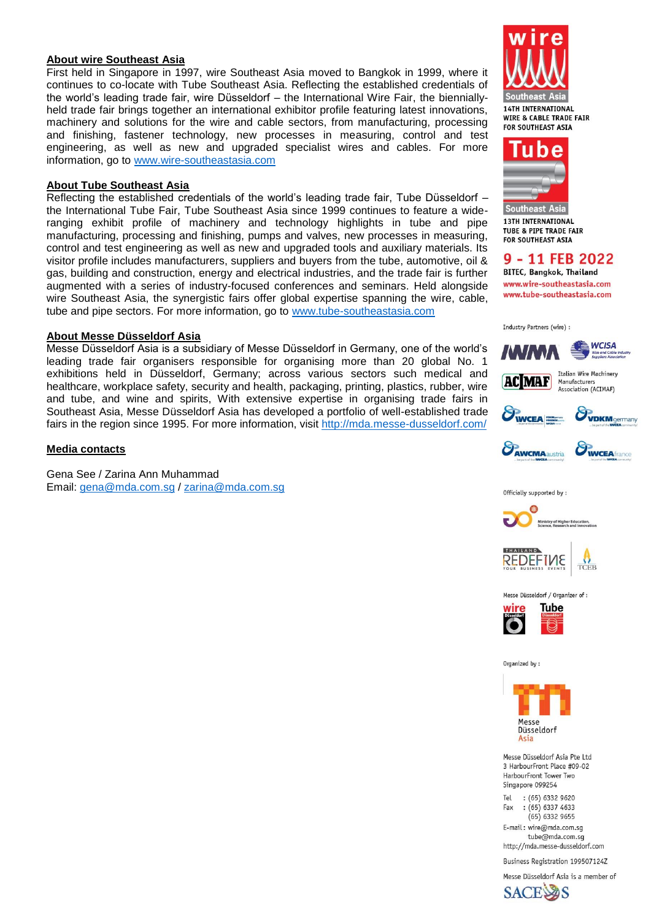## About wire Southeast Asia

First held in Singapore in 1997, wire Southeast Asia moved to Bangkok in 1999, where it continues to co-locate with Tube Southeast Asia. Reflecting the established credentials of the world's leading trade fair, wire Düsseldorf – the International Wire Fair, the biennially-held trade fair brings together an international exhibitor profile featuring latest innovations, machinery and solutions for the wire and cable sectors, from manufacturing, processing and finishing, fastener technology, new processes in measuring, control and test engineering, as well as new and upgraded specialist wires and cables. For more information, go to [www.wire-southeastasia.com](www.wire-southeastasia.com)

## About Tube Southeast Asia

Reflecting the established credentials of the world's leading trade fair, Tube Düsseldorf – the International Tube Fair, Tube Southeast Asia since 1999 continues to feature a wide-ranging exhibit profile of machinery and technology highlights in tube and pipe manufacturing, processing and finishing, pumps and valves, new processes in measuring, control and test engineering as well as new and upgraded tools and auxiliary materials. Its visitor profile includes manufacturers, suppliers and buyers from the tube, automotive, oil & gas, building and construction, energy and electrical industries, and the trade fair is further augmented with a series of industry-focused conferences and seminars. Held alongside wire Southeast Asia, the synergistic fairs offer global expertise spanning the wire, cable, tube and pipe sectors. For more information, go to [www.tube-southeastasia.com](www.tube-southeastasia.com)

## About Messe Düsseldorf Asia

Messe Düsseldorf Asia is a subsidiary of Messe Düsseldorf in Germany, one of the world's leading trade fair organisers responsible for organising more than 20 global No. 1 exhibitions held in Düsseldorf, Germany; across various sectors such medical and healthcare, workplace safety, security and health, packaging, printing, plastics, rubber, wire and tube, and wine and spirits, With extensive expertise in organising trade fairs in Southeast Asia, Messe Düsseldorf Asia has developed a portfolio of well-established trade fairs in the region since 1995. For more information, visit [http://mda.messe-dusseldorf.com/](http://mda.messe-dusseldorf.com/)

## Media contacts

Gena See / Zarina Ann Muhammad
Email: [gena@mda.com.sg](mailto:gena@mda.com.sg) / [zarina@mda.com.sg](mailto:zarina@mda.com.sg)

---

wire Southeast Asia
14TH INTERNATIONAL WIRE & CABLE TRADE FAIR FOR SOUTHEAST ASIA

Tube Southeast Asia
13TH INTERNATIONAL TUBE & PIPE TRADE FAIR FOR SOUTHEAST ASIA

9 - 11 FEB 2022
BITEC, Bangkok, Thailand
www.wire-southeastasia.com
www.tube-southeastasia.com

Industry Partners (wire) :

IWMA
WCISA Wire and Cable Industry Suppliers Association
ACIMAF – Italian Wire Machinery Manufacturers Association (ACIMAF)
WCEA
VDKM germany
AWCMA austria
WCEA france

Officially supported by :

Ministry of Higher Education, Science, Research and Innovation
THAILAND REDEFINE YOUR BUSINESS EVENTS
TCEB

Messe Düsseldorf / Organizer of :

wire Düsseldorf
Tube Düsseldorf

Organized by :

Messe Düsseldorf Asia

Messe Düsseldorf Asia Pte Ltd
3 HarbourFront Place #09-02
HarbourFront Tower Two
Singapore 099254

Tel : (65) 6332 9620
Fax : (65) 6337 4633
(65) 6332 9655

E-mail : wire@mda.com.sg
tube@mda.com.sg
http://mda.messe-dusseldorf.com

Business Registration 199507124Z

Messe Düsseldorf Asia is a member of
SACEOS